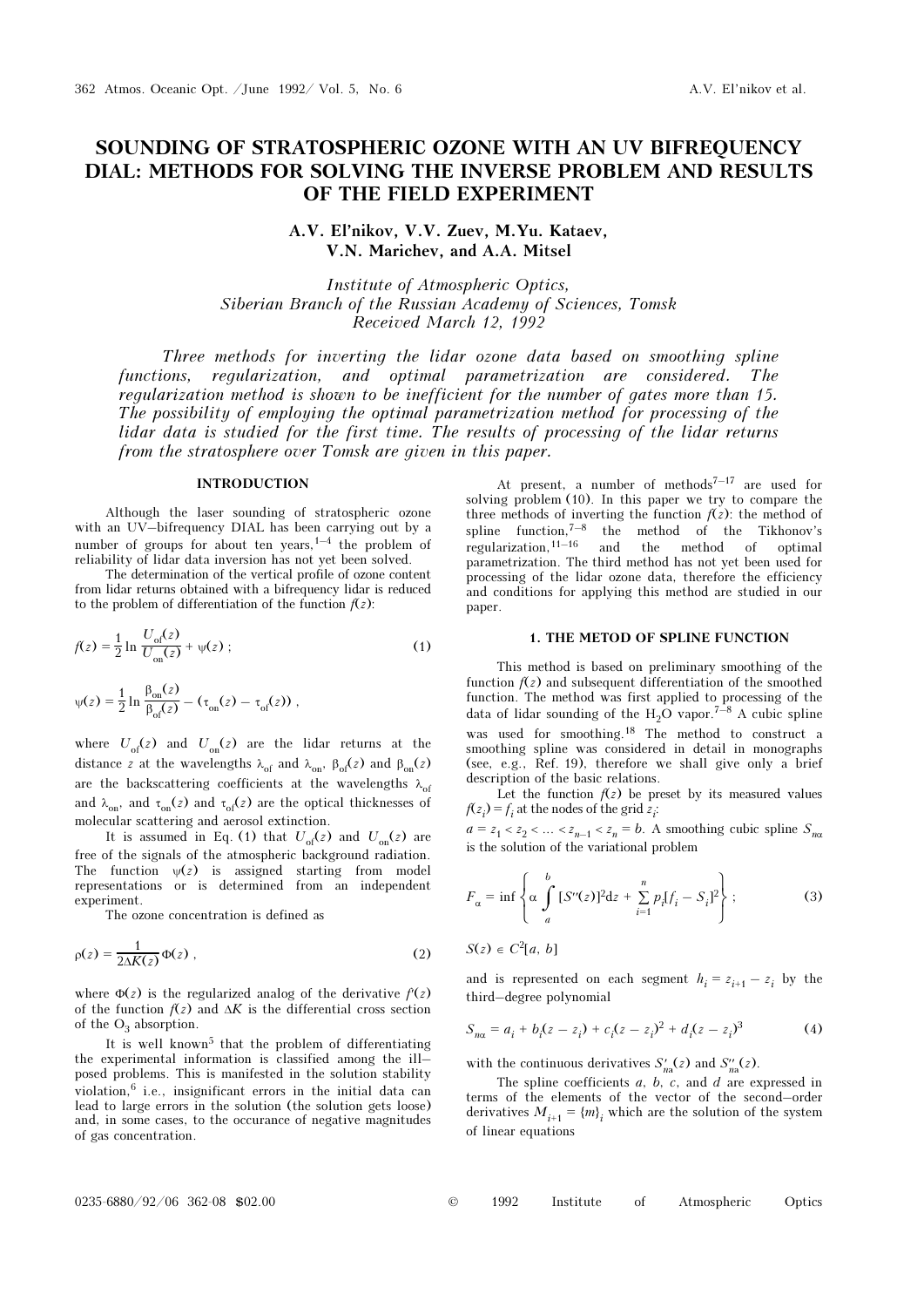# SOUNDING OF STRATOSPHERIC OZONE WITH AN UV BIFREQUENCY DIAL: METHODS FOR SOLVING THE INVERSE PROBLEM AND RESULTS OF THE FIELD EXPERIMENT

**A.V. El'nikov, V.V. Zuev, M.Yu. Kataev, V.N. Marichev, and A.A. Mitsel**

*Institute of Atmospheric Optics,*
*Siberian Branch of the Russian Academy of Sciences, Tomsk*
*Received March 12, 1992*

*Three methods for inverting the lidar ozone data based on smoothing spline functions, regularization, and optimal parametrization are considered. The regularization method is shown to be inefficient for the number of gates more than 15. The possibility of employing the optimal parametrization method for processing of the lidar data is studied for the first time. The results of processing of the lidar returns from the stratosphere over Tomsk are given in this paper.*

## INTRODUCTION

Although the laser sounding of stratospheric ozone with an UV–bifrequency DIAL has been carrying out by a number of groups for about ten years,[1–4] the problem of reliability of lidar data inversion has not yet been solved.

The determination of the vertical profile of ozone content from lidar returns obtained with a bifrequency lidar is reduced to the problem of differentiation of the function $f(z)$:

$$f(z) = \frac{1}{2} \ln \frac{U_{of}(z)}{U_{on}(z)} + \psi(z) \; ; \tag{1}$$

$$\psi(z) = \frac{1}{2} \ln \frac{\beta_{on}(z)}{\beta_{of}(z)} - (\tau_{on}(z) - \tau_{of}(z)) \; ,$$

where $U_{of}(z)$ and $U_{on}(z)$ are the lidar returns at the distance $z$ at the wavelengths $\lambda_{of}$ and $\lambda_{on}$, $\beta_{of}(z)$ and $\beta_{on}(z)$ are the backscattering coefficients at the wavelengths $\lambda_{of}$ and $\lambda_{on}$, and $\tau_{on}(z)$ and $\tau_{of}(z)$ are the optical thicknesses of molecular scattering and aerosol extinction.

It is assumed in Eq. (1) that $U_{of}(z)$ and $U_{on}(z)$ are free of the signals of the atmospheric background radiation. The function $\psi(z)$ is assigned starting from model representations or is determined from an independent experiment.

The ozone concentration is defined as

$$\rho(z) = \frac{1}{2\Delta K(z)} \Phi(z) \; , \tag{2}$$

where $\Phi(z)$ is the regularized analog of the derivative $f'(z)$ of the function $f(z)$ and $\Delta K$ is the differential cross section of the $O_3$ absorption.

It is well known[5] that the problem of differentiating the experimental information is classified among the ill–posed problems. This is manifested in the solution stability violation,[6] i.e., insignificant errors in the initial data can lead to large errors in the solution (the solution gets loose) and, in some cases, to the occurance of negative magnitudes of gas concentration.

At present, a number of methods[7–17] are used for solving problem (10). In this paper we try to compare the three methods of inverting the function $f(z)$: the method of spline function,[7–8] the method of the Tikhonov's regularization,[11–16] and the method of optimal parametrization. The third method has not yet been used for processing of the lidar ozone data, therefore the efficiency and conditions for applying this method are studied in our paper.

## 1. THE METOD OF SPLINE FUNCTION

This method is based on preliminary smoothing of the function $f(z)$ and subsequent differentiation of the smoothed function. The method was first applied to processing of the data of lidar sounding of the $H_2O$ vapor.[7–8] A cubic spline was used for smoothing.[18] The method to construct a smoothing spline was considered in detail in monographs (see, e.g., Ref. 19), therefore we shall give only a brief description of the basic relations.

Let the function $f(z)$ be preset by its measured values $f(z_i) = f_i$ at the nodes of the grid $z_i$:
$a = z_1 < z_2 < \ldots < z_{n-1} < z_n = b$. A smoothing cubic spline $S_{n\alpha}$ is the solution of the variational problem

$$F_\alpha = \inf \left\{ \alpha \int_a^b [S''(z)]^2 \mathrm{d}z + \sum_{i=1}^{n} p_i [f_i - S_i]^2 \right\} ; \tag{3}$$

$$S(z) \in C^2[a, b]$$

and is represented on each segment $h_i = z_{i+1} - z_i$ by the third–degree polynomial

$$S_{n\alpha} = a_i + b_i(z - z_i) + c_i(z - z_i)^2 + d_i(z - z_i)^3 \tag{4}$$

with the continuous derivatives $S'_{n\alpha}(z)$ and $S''_{n\alpha}(z)$.

The spline coefficients $a$, $b$, $c$, and $d$ are expressed in terms of the elements of the vector of the second–order derivatives $M_{i+1} = \{m\}_i$ which are the solution of the system of linear equations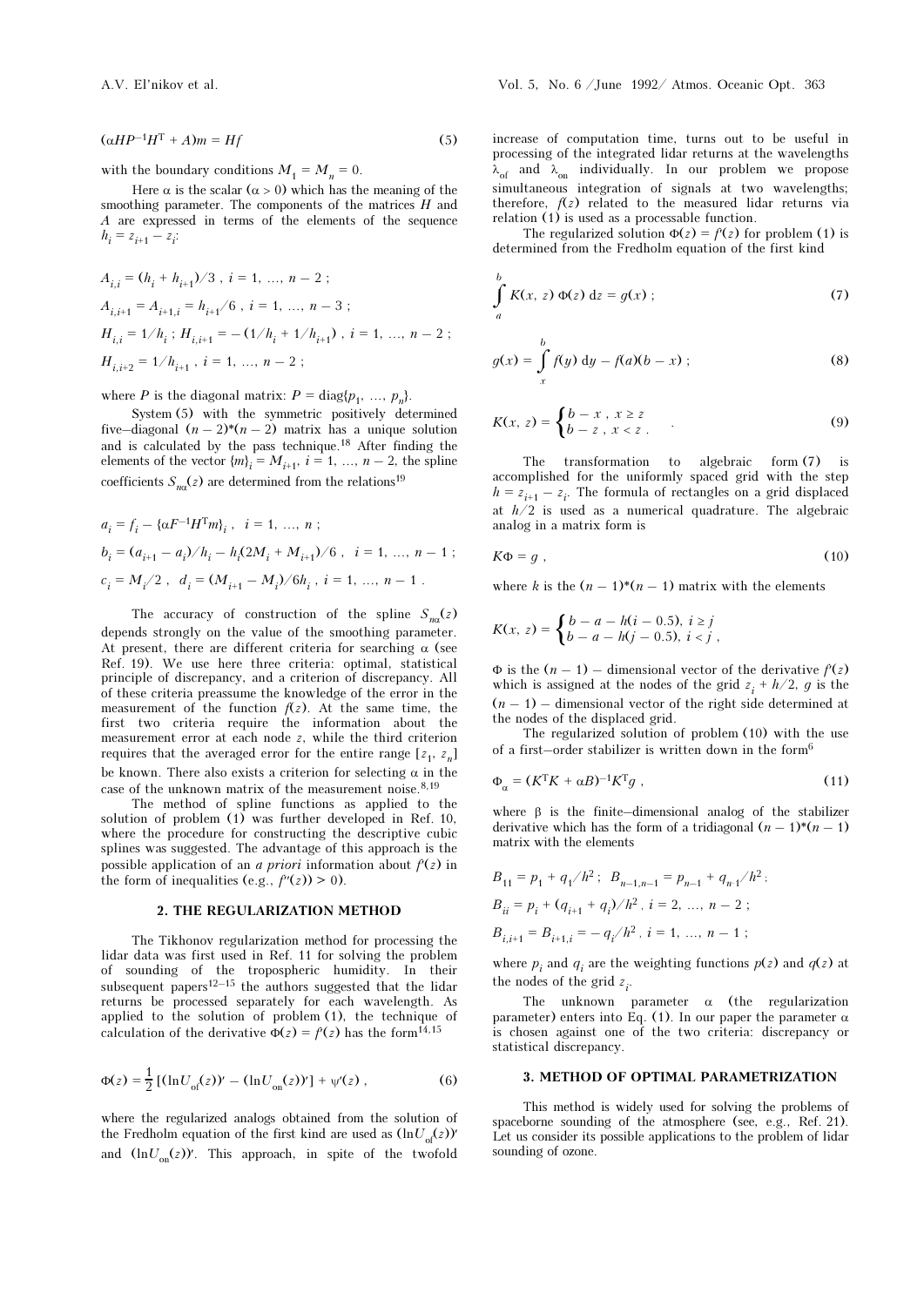$$(\alpha H P^{-1} H^{\mathrm{T}} + A) m = H f \qquad (5)$$

with the boundary conditions $M_1 = M_n = 0$.

Here $\alpha$ is the scalar ($\alpha > 0$) which has the meaning of the smoothing parameter. The components of the matrices $H$ and $A$ are expressed in terms of the elements of the sequence $h_i = z_{i+1} - z_i$:

$$A_{i,i} = (h_i + h_{i+1})/3 \; , \; i = 1, \ldots, n-2 \; ;$$

$$A_{i,i+1} = A_{i+1,i} = h_{i+1}/6 \; , \; i = 1, \ldots, n-3 \; ;$$

$$H_{i,i} = 1/h_i \; ; \; H_{i,i+1} = -(1/h_i + 1/h_{i+1}) \; , \; i = 1, \ldots, n-2 \; ;$$

$$H_{i,i+2} = 1/h_{i+1} \; , \; i = 1, \ldots, n-2 \; ;$$

where $P$ is the diagonal matrix: $P = \mathrm{diag}\{p_1, \ldots, p_n\}$.

System (5) with the symmetric positively determined five–diagonal $(n-2)*(n-2)$ matrix has a unique solution and is calculated by the pass technique.[18] After finding the elements of the vector $\{m\}_i = M_{i+1}$, $i = 1, \ldots, n-2$, the spline coefficients $S_{n\alpha}(z)$ are determined from the relations[19]

$$a_i = f_i - \{\alpha F^{-1} H^{\mathrm{T}} m\}_i \; , \; i = 1, \ldots, n \; ;$$

$$b_i = (a_{i+1} - a_i)/h_i - h_i(2M_i + M_{i+1})/6 \; , \; i = 1, \ldots, n-1 \; ;$$

$$c_i = M_i/2 \; , \; d_i = (M_{i+1} - M_i)/6h_i \; , \; i = 1, \ldots, n-1 \; .$$

The accuracy of construction of the spline $S_{n\alpha}(z)$ depends strongly on the value of the smoothing parameter. At present, there are different criteria for searching $\alpha$ (see Ref. 19). We use here three criteria: optimal, statistical principle of discrepancy, and a criterion of discrepancy. All of these criteria preassume the knowledge of the error in the measurement of the function $f(z)$. At the same time, the first two criteria require the information about the measurement error at each node $z$, while the third criterion requires that the averaged error for the entire range $[z_1, z_n]$ be known. There also exists a criterion for selecting $\alpha$ in the case of the unknown matrix of the measurement noise.[8,19]

The method of spline functions as applied to the solution of problem (1) was further developed in Ref. 10, where the procedure for constructing the descriptive cubic splines was suggested. The advantage of this approach is the possible application of an *a priori* information about $f'(z)$ in the form of inequalities (e.g., $f''(z)) > 0$).

## 2. THE REGULARIZATION METHOD

The Tikhonov regularization method for processing the lidar data was first used in Ref. 11 for solving the problem of sounding of the tropospheric humidity. In their subsequent papers[12–15] the authors suggested that the lidar returns be processed separately for each wavelength. As applied to the solution of problem (1), the technique of calculation of the derivative $\Phi(z) = f'(z)$ has the form[14,15]

$$\Phi(z) = \frac{1}{2} \left[ (\ln U_{\mathrm{of}}(z))' - (\ln U_{\mathrm{on}}(z))' \right] + \psi'(z) \; , \qquad (6)$$

where the regularized analogs obtained from the solution of the Fredholm equation of the first kind are used as $(\ln U_{\mathrm{of}}(z))'$ and $(\ln U_{\mathrm{on}}(z))'$. This approach, in spite of the twofold increase of computation time, turns out to be useful in processing of the integrated lidar returns at the wavelengths $\lambda_{\mathrm{of}}$ and $\lambda_{\mathrm{on}}$ individually. In our problem we propose simultaneous integration of signals at two wavelengths; therefore, $f(z)$ related to the measured lidar returns via relation (1) is used as a processable function.

The regularized solution $\Phi(z) = f'(z)$ for problem (1) is determined from the Fredholm equation of the first kind

$$\int\limits_a^b K(x, z)\, \Phi(z)\, \mathrm{d}z = g(x) \; ; \qquad (7)$$

$$g(x) = \int\limits_x^b f(y)\, \mathrm{d}y - f(a)(b - x) \; ; \qquad (8)$$

$$K(x, z) = \begin{cases} b - x \; , \; x \geq z \\ b - z \; , \; x < z \; . \end{cases} \qquad (9)$$

The transformation to algebraic form (7) is accomplished for the uniformly spaced grid with the step $h = z_{i+1} - z_i$. The formula of rectangles on a grid displaced at $h/2$ is used as a numerical quadrature. The algebraic analog in a matrix form is

$$K\Phi = g \; , \qquad (10)$$

where $k$ is the $(n-1)*(n-1)$ matrix with the elements

$$K(x, z) = \begin{cases} b - a - h(i - 0.5), \; i \geq j \\ b - a - h(j - 0.5), \; i < j \; , \end{cases}$$

$\Phi$ is the $(n-1)$ – dimensional vector of the derivative $f'(z)$ which is assigned at the nodes of the grid $z_i + h/2$, $g$ is the $(n-1)$ – dimensional vector of the right side determined at the nodes of the displaced grid.

The regularized solution of problem (10) with the use of a first–order stabilizer is written down in the form[6]

$$\Phi_\alpha = (K^{\mathrm{T}} K + \alpha B)^{-1} K^{\mathrm{T}} g \; , \qquad (11)$$

where $\beta$ is the finite–dimensional analog of the stabilizer derivative which has the form of a tridiagonal $(n-1)*(n-1)$ matrix with the elements

$$B_{11} = p_1 + q_1/h^2 \; ; \; B_{n-1,n-1} = p_{n-1} + q_{n-1}/h^2 \; ;$$

$$B_{ii} = p_i + (q_{i+1} + q_i)/h^2 \; , \; i = 2, \ldots, n-2 \; ;$$

$$B_{i,i+1} = B_{i+1,i} = -q_i/h^2 \; , \; i = 1, \ldots, n-1 \; ;$$

where $p_i$ and $q_i$ are the weighting functions $p(z)$ and $q(z)$ at the nodes of the grid $z_i$.

The unknown parameter $\alpha$ (the regularization parameter) enters into Eq. (1). In our paper the parameter $\alpha$ is chosen against one of the two criteria: discrepancy or statistical discrepancy.

## 3. METHOD OF OPTIMAL PARAMETRIZATION

This method is widely used for solving the problems of spaceborne sounding of the atmosphere (see, e.g., Ref. 21). Let us consider its possible applications to the problem of lidar sounding of ozone.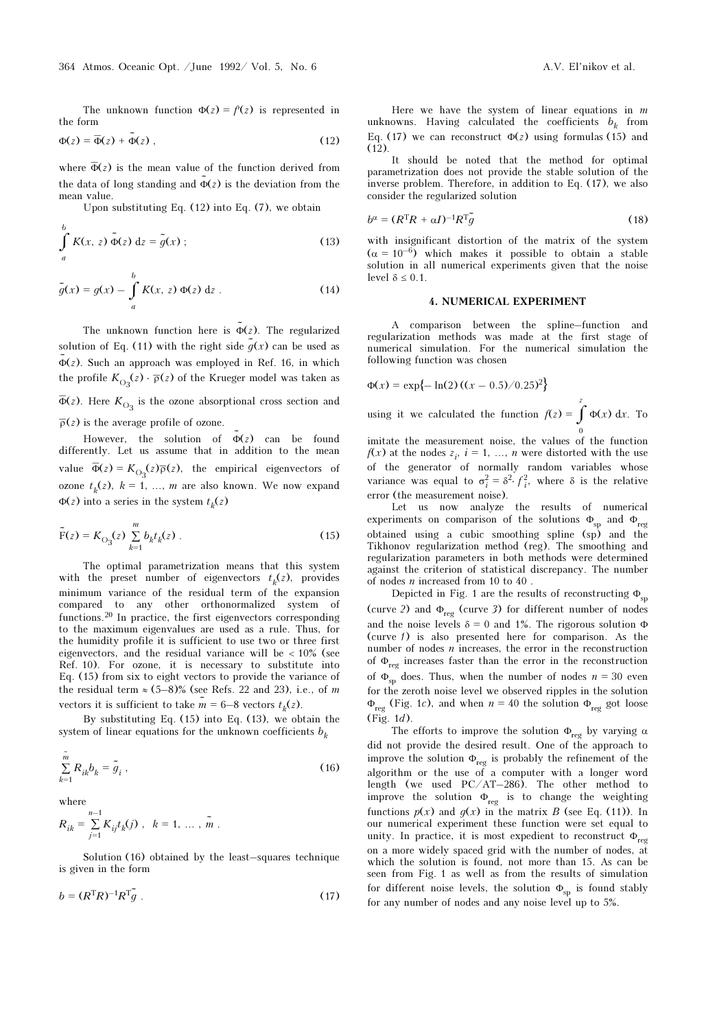The unknown function $\Phi(z) = f'(z)$ is represented in the form

$$\Phi(z) = \overline{\Phi}(z) + \tilde{\Phi}(z) , \tag{12}$$

where $\overline{\Phi}(z)$ is the mean value of the function derived from the data of long standing and $\tilde{\Phi}(z)$ is the deviation from the mean value.

Upon substituting Eq. (12) into Eq. (7), we obtain

$$\int_a^b K(x, z)\, \tilde{\Phi}(z)\, dz = \tilde{g}(x) ; \tag{13}$$

$$\tilde{g}(x) = g(x) - \int_a^b K(x, z)\, \Phi(z)\, dz . \tag{14}$$

The unknown function here is $\tilde{\Phi}(z)$. The regularized solution of Eq. (11) with the right side $\tilde{g}(x)$ can be used as $\tilde{\Phi}(z)$. Such an approach was employed in Ref. 16, in which the profile $K_{O_3}(z) \cdot \overline{\rho}(z)$ of the Krueger model was taken as $\overline{\Phi}(z)$. Here $K_{O_3}$ is the ozone absorptional cross section and $\overline{\rho}(z)$ is the average profile of ozone.

However, the solution of $\tilde{\Phi}(z)$ can be found differently. Let us assume that in addition to the mean value $\overline{\Phi}(z) = K_{O_3}(z)\overline{\rho}(z)$, the empirical eigenvectors of ozone $t_k(z)$, $k = 1, \ldots, m$ are also known. We now expand $\Phi(z)$ into a series in the system $t_k(z)$

$$\tilde{F}(z) = K_{O_3}(z) \sum_{k=1}^{m} b_k t_k(z) . \tag{15}$$

The optimal parametrization means that this system with the preset number of eigenvectors $t_k(z)$, provides minimum variance of the residual term of the expansion compared to any other orthonormalized system of functions.[20] In practice, the first eigenvectors corresponding to the maximum eigenvalues are used as a rule. Thus, for the humidity profile it is sufficient to use two or three first eigenvectors, and the residual variance will be < 10% (see Ref. 10). For ozone, it is necessary to substitute into Eq. (15) from six to eight vectors to provide the variance of the residual term ≈ (5–8)% (see Refs. 22 and 23), i.e., of $m$ vectors it is sufficient to take $\tilde{m} = 6$–$8$ vectors $t_k(z)$.

By substituting Eq. (15) into Eq. (13), we obtain the system of linear equations for the unknown coefficients $b_k$

$$\sum_{k=1}^{\tilde{m}} R_{ik} b_k = \tilde{g}_i , \tag{16}$$

where

$$R_{ik} = \sum_{j=1}^{n-1} K_{ij} t_k(j) , \quad k = 1, \ldots, \tilde{m} .$$

Solution (16) obtained by the least–squares technique is given in the form

$$b = (R^{T}R)^{-1}R^{T}\tilde{g} . \tag{17}$$

Here we have the system of linear equations in $m$ unknowns. Having calculated the coefficients $b_k$ from Eq. (17) we can reconstruct $\Phi(z)$ using formulas (15) and (12).

It should be noted that the method for optimal parametrization does not provide the stable solution of the inverse problem. Therefore, in addition to Eq. (17), we also consider the regularized solution

$$b^{\alpha} = (R^{T}R + \alpha I)^{-1}R^{T}\tilde{g} \tag{18}$$

with insignificant distortion of the matrix of the system ($\alpha = 10^{-6}$) which makes it possible to obtain a stable solution in all numerical experiments given that the noise level $\delta \le 0.1$.

## 4. NUMERICAL EXPERIMENT

A comparison between the spline–function and regularization methods was made at the first stage of numerical simulation. For the numerical simulation the following function was chosen

$$\Phi(x) = \exp\{-\ln(2)\, ((x - 0.5)/0.25)^2\}$$

using it we calculated the function $f(z) = \int_0^z \Phi(x)\, dx$. To imitate the measurement noise, the values of the function $f(x)$ at the nodes $z_i$, $i = 1, \ldots, n$ were distorted with the use of the generator of normally random variables whose variance was equal to $\sigma_i^2 = \delta^2 \cdot f_i^2$, where $\delta$ is the relative error (the measurement noise).

Let us now analyze the results of numerical experiments on comparison of the solutions $\Phi_{sp}$ and $\Phi_{reg}$ obtained using a cubic smoothing spline (sp) and the Tikhonov regularization method (reg). The smoothing and regularization parameters in both methods were determined against the criterion of statistical discrepancy. The number of nodes $n$ increased from 10 to 40 .

Depicted in Fig. 1 are the results of reconstructing $\Phi_{sp}$ (curve *2*) and $\Phi_{reg}$ (curve *3*) for different number of nodes and the noise levels $\delta = 0$ and 1%. The rigorous solution $\Phi$ (curve *1*) is also presented here for comparison. As the number of nodes $n$ increases, the error in the reconstruction of $\Phi_{reg}$ increases faster than the error in the reconstruction of $\Phi_{sp}$ does. Thus, when the number of nodes $n = 30$ even for the zeroth noise level we observed ripples in the solution $\Phi_{reg}$ (Fig. 1*c*), and when $n = 40$ the solution $\Phi_{reg}$ got loose (Fig. 1*d*).

The efforts to improve the solution $\Phi_{reg}$ by varying $\alpha$ did not provide the desired result. One of the approach to improve the solution $\Phi_{reg}$ is probably the refinement of the algorithm or the use of a computer with a longer word length (we used PC/AT–286). The other method to improve the solution $\Phi_{reg}$ is to change the weighting functions $p(x)$ and $g(x)$ in the matrix $B$ (see Eq. (11)). In our numerical experiment these function were set equal to unity. In practice, it is most expedient to reconstruct $\Phi_{reg}$ on a more widely spaced grid with the number of nodes, at which the solution is found, not more than 15. As can be seen from Fig. 1 as well as from the results of simulation for different noise levels, the solution $\Phi_{sp}$ is found stably for any number of nodes and any noise level up to 5%.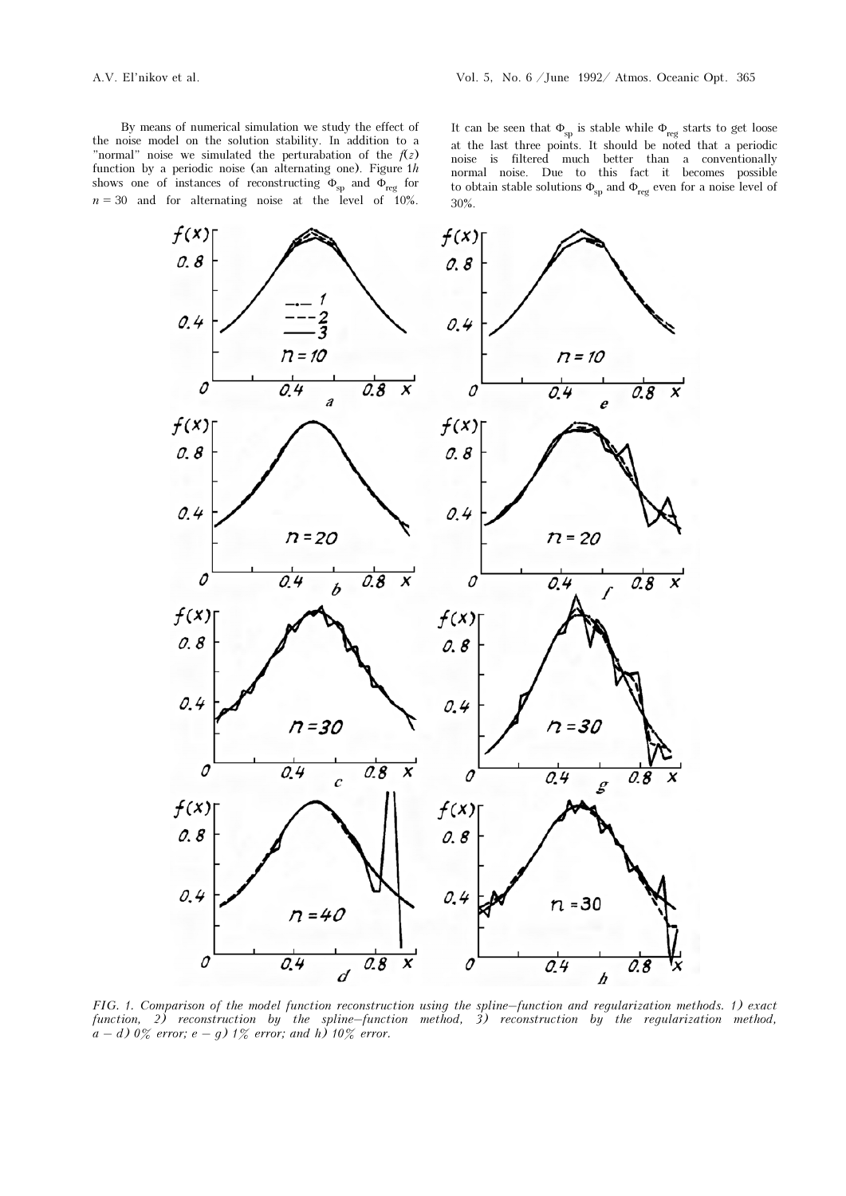By means of numerical simulation we study the effect of the noise model on the solution stability. In addition to a "normal" noise we simulated the perturabation of the $f(z)$ function by a periodic noise (an alternating one). Figure 1*h* shows one of instances of reconstructing $\Phi_{sp}$ and $\Phi_{reg}$ for $n = 30$ and for alternating noise at the level of 10%. It can be seen that $\Phi_{sp}$ is stable while $\Phi_{reg}$ starts to get loose at the last three points. It should be noted that a periodic noise is filtered much better than a conventionally normal noise. Due to this fact it becomes possible to obtain stable solutions $\Phi_{sp}$ and $\Phi_{reg}$ even for a noise level of 30%.

f(x)
0.8
0.4
0
0.4
0.8
x
1
2
3
n = 10
a

f(x)
0.8
0.4
0
0.4
0.8
x
n = 10
e

f(x)
0.8
0.4
0
0.4
0.8
x
n = 20
b

f(x)
0.8
0.4
0
0.4
0.8
x
n = 20
f

f(x)
0.8
0.4
0
0.4
0.8
x
n = 30
c

f(x)
0.8
0.4
0
0.4
0.8
x
n = 30
g

f(x)
0.8
0.4
0
0.4
0.8
x
n = 40
d

f(x)
0.8
0.4
0
0.4
0.8
x
n = 30
h

*FIG. 1. Comparison of the model function reconstruction using the spline–function and regularization methods. 1) exact function, 2) reconstruction by the spline–function method, 3) reconstruction by the regularization method, a – d) 0% error; e – g) 1% error; and h) 10% error.*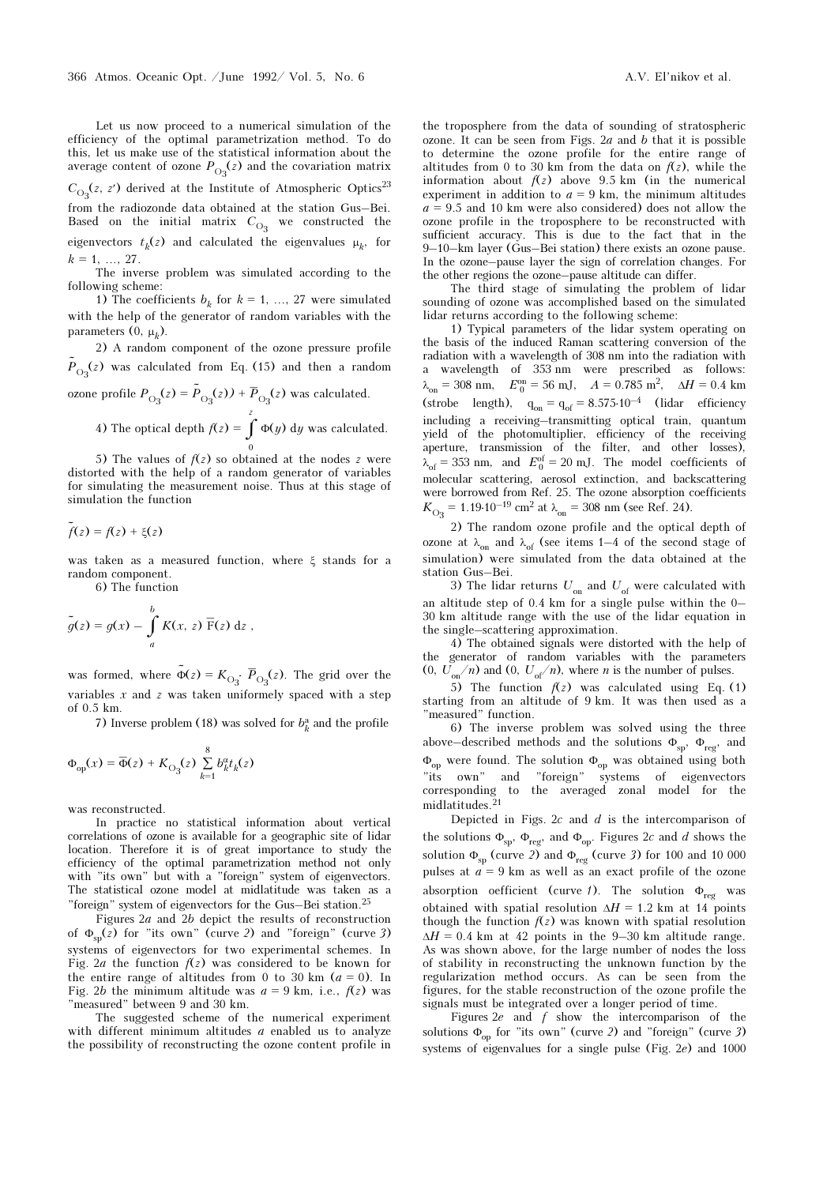Let us now proceed to a numerical simulation of the efficiency of the optimal parametrization method. To do this, let us make use of the statistical information about the average content of ozone $P_{O_3}(z)$ and the covariation matrix $C_{O_3}(z, z')$ derived at the Institute of Atmospheric Optics[23] from the radiozonde data obtained at the station Gus–Bei. Based on the initial matrix $C_{O_3}$ we constructed the eigenvectors $t_k(z)$ and calculated the eigenvalues $\mu_k$, for $k = 1, ..., 27$.

The inverse problem was simulated according to the following scheme:

1) The coefficients $b_k$ for $k = 1, ..., 27$ were simulated with the help of the generator of random variables with the parameters $(0, \mu_k)$.

2) A random component of the ozone pressure profile $\tilde{P}_{O_3}(z)$ was calculated from Eq. (15) and then a random ozone profile $P_{O_3}(z) = \tilde{P}_{O_3}(z)) + \bar{P}_{O_3}(z)$ was calculated.

4) The optical depth $f(z) = \int\limits_0^z \Phi(y)\, dy$ was calculated.

5) The values of $f(z)$ so obtained at the nodes $z$ were distorted with the help of a random generator of variables for simulating the measurement noise. Thus at this stage of simulation the function

$$\tilde{f}(z) = f(z) + \xi(z)$$

was taken as a measured function, where $\xi$ stands for a random component.

6) The function

$$\tilde{g}(z) = g(x) - \int\limits_a^b K(x, z)\, \bar{F}(z)\, dz ,$$

was formed, where $\tilde{\Phi}(z) = K_{O_3} \cdot \bar{P}_{O_3}(z)$. The grid over the variables $x$ and $z$ was taken uniformely spaced with a step of 0.5 km.

7) Inverse problem (18) was solved for $b_k^a$ and the profile

$$\Phi_{op}(x) = \bar{\Phi}(z) + K_{O_3}(z) \sum_{k=1}^{8} b_k^a t_k(z)$$

was reconstructed.

In practice no statistical information about vertical correlations of ozone is available for a geographic site of lidar location. Therefore it is of great importance to study the efficiency of the optimal parametrization method not only with "its own" but with a "foreign" system of eigenvectors. The statistical ozone model at midlatitude was taken as a "foreign" system of eigenvectors for the Gus–Bei station.[25]

Figures 2*a* and 2*b* depict the results of reconstruction of $\Phi_{sp}(z)$ for "its own" (curve *2*) and "foreign" (curve *3*) systems of eigenvectors for two experimental schemes. In Fig. 2*a* the function $f(z)$ was considered to be known for the entire range of altitudes from 0 to 30 km ($a = 0$). In Fig. 2*b* the minimum altitude was $a = 9$ km, i.e., $f(z)$ was "measured" between 9 and 30 km.

The suggested scheme of the numerical experiment with different minimum altitudes $a$ enabled us to analyze the possibility of reconstructing the ozone content profile in the troposphere from the data of sounding of stratospheric ozone. It can be seen from Figs. 2*a* and *b* that it is possible to determine the ozone profile for the entire range of altitudes from 0 to 30 km from the data on $f(z)$, while the information about $f(z)$ above 9.5 km (in the numerical experiment in addition to $a = 9$ km, the minimum altitudes $a = 9.5$ and 10 km were also considered) does not allow the ozone profile in the troposphere to be reconstructed with sufficient accuracy. This is due to the fact that in the 9–10–km layer (Gus–Bei station) there exists an ozone pause. In the ozone–pause layer the sign of correlation changes. For the other regions the ozone–pause altitude can differ.

The third stage of simulating the problem of lidar sounding of ozone was accomplished based on the simulated lidar returns according to the following scheme:

1) Typical parameters of the lidar system operating on the basis of the induced Raman scattering conversion of the radiation with a wavelength of 308 nm into the radiation with a wavelength of 353 nm were prescribed as follows: $\lambda_{on} = 308$ nm, $E_0^{on} = 56$ mJ, $A = 0.785$ m$^2$, $\Delta H = 0.4$ km (strobe length), $q_{on} = q_{of} = 8.575 \cdot 10^{-4}$ (lidar efficiency including a receiving–transmitting optical train, quantum yield of the photomultiplier, efficiency of the receiving aperture, transmission of the filter, and other losses), $\lambda_{of} = 353$ nm, and $E_0^{of} = 20$ mJ. The model coefficients of molecular scattering, aerosol extinction, and backscattering were borrowed from Ref. 25. The ozone absorption coefficients $K_{O_3} = 1.19 \cdot 10^{-19}$ cm$^2$ at $\lambda_{on} = 308$ nm (see Ref. 24).

2) The random ozone profile and the optical depth of ozone at $\lambda_{on}$ and $\lambda_{of}$ (see items 1–4 of the second stage of simulation) were simulated from the data obtained at the station Gus–Bei.

3) The lidar returns $U_{on}$ and $U_{of}$ were calculated with an altitude step of 0.4 km for a single pulse within the 0–30 km altitude range with the use of the lidar equation in the single–scattering approximation.

4) The obtained signals were distorted with the help of the generator of random variables with the parameters $(0, U_{on}/n)$ and $(0, U_{of}/n)$, where $n$ is the number of pulses.

5) The function $f(z)$ was calculated using Eq. (1) starting from an altitude of 9 km. It was then used as a "measured" function.

6) The inverse problem was solved using the three above–described methods and the solutions $\Phi_{sp}$, $\Phi_{reg}$, and $\Phi_{op}$ were found. The solution $\Phi_{op}$ was obtained using both "its own" and "foreign" systems of eigenvectors corresponding to the averaged zonal model for the midlatitudes.[21]

Depicted in Figs. 2*c* and *d* is the intercomparison of the solutions $\Phi_{sp}$, $\Phi_{reg}$, and $\Phi_{op}$. Figures 2*c* and *d* shows the solution $\Phi_{sp}$ (curve *2*) and $\Phi_{reg}$ (curve *3*) for 100 and 10 000 pulses at $a = 9$ km as well as an exact profile of the ozone absorption oefficient (curve *1*). The solution $\Phi_{reg}$ was obtained with spatial resolution $\Delta H = 1.2$ km at 14 points though the function $f(z)$ was known with spatial resolution $\Delta H = 0.4$ km at 42 points in the 9–30 km altitude range. As was shown above, for the large number of nodes the loss of stability in reconstructing the unknown function by the regularization method occurs. As can be seen from the figures, for the stable reconstruction of the ozone profile the signals must be integrated over a longer period of time.

Figures 2*e* and *f* show the intercomparison of the solutions $\Phi_{op}$ for "its own" (curve *2*) and "foreign" (curve *3*) systems of eigenvalues for a single pulse (Fig. 2*e*) and 1000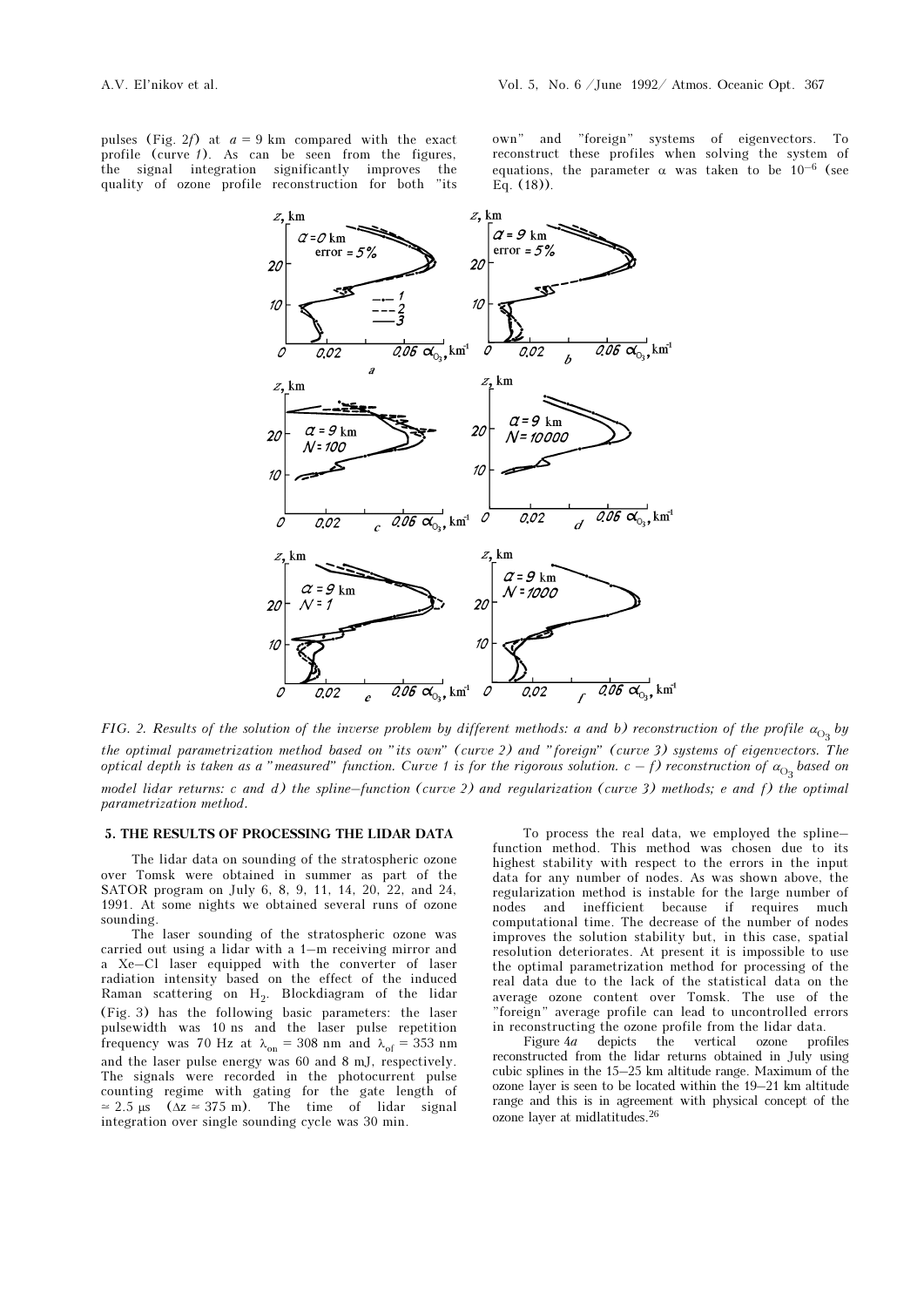pulses (Fig. 2*f*) at $a = 9$ km compared with the exact profile (curve *1*). As can be seen from the figures, the signal integration significantly improves the quality of ozone profile reconstruction for both "its own" and "foreign" systems of eigenvectors. To reconstruct these profiles when solving the system of equations, the parameter $\alpha$ was taken to be $10^{-6}$ (see Eq. (18)).

z, km
a = 0 km
error = 5%
20
10
1
2
3
0 0.02 0.06 $\alpha_{O_3}$, km$^{-1}$
a

z, km
a = 9 km
error = 5%
20
10
0 0.02 0.06 $\alpha_{O_3}$, km$^{-1}$
b

z, km
a = 9 km
N = 100
20
10
0 0.02 0.06 $\alpha_{O_3}$, km$^{-1}$
c

z, km
a = 9 km
N = 10000
20
10
0 0.02 0.06 $\alpha_{O_3}$, km$^{-1}$
d

z, km
a = 9 km
N = 1
20
10
0 0.02 0.06 $\alpha_{O_3}$, km$^{-1}$
e

z, km
a = 9 km
N = 1000
20
10
0 0.02 0.06 $\alpha_{O_3}$, km$^{-1}$
f

*FIG. 2. Results of the solution of the inverse problem by different methods: a and b) reconstruction of the profile $\alpha_{O_3}$ by the optimal parametrization method based on "its own" (curve 2) and "foreign" (curve 3) systems of eigenvectors. The optical depth is taken as a "measured" function. Curve 1 is for the rigorous solution. c – f) reconstruction of $\alpha_{O_3}$ based on model lidar returns: c and d) the spline–function (curve 2) and regularization (curve 3) methods; e and f) the optimal parametrization method.*

## 5. THE RESULTS OF PROCESSING THE LIDAR DATA

The lidar data on sounding of the stratospheric ozone over Tomsk were obtained in summer as part of the SATOR program on July 6, 8, 9, 11, 14, 20, 22, and 24, 1991. At some nights we obtained several runs of ozone sounding.

The laser sounding of the stratospheric ozone was carried out using a lidar with a 1–m receiving mirror and a Xe–Cl laser equipped with the converter of laser radiation intensity based on the effect of the induced Raman scattering on $H_2$. Blockdiagram of the lidar (Fig. 3) has the following basic parameters: the laser pulsewidth was 10 ns and the laser pulse repetition frequency was 70 Hz at $\lambda_{on} = 308$ nm and $\lambda_{of} = 353$ nm and the laser pulse energy was 60 and 8 mJ, respectively. The signals were recorded in the photocurrent pulse counting regime with gating for the gate length of $\simeq 2.5$ μs ($\Delta z \simeq 375$ m). The time of lidar signal integration over single sounding cycle was 30 min.

To process the real data, we employed the spline–function method. This method was chosen due to its highest stability with respect to the errors in the input data for any number of nodes. As was shown above, the regularization method is instable for the large number of nodes and inefficient because if requires much computational time. The decrease of the number of nodes improves the solution stability but, in this case, spatial resolution deteriorates. At present it is impossible to use the optimal parametrization method for processing of the real data due to the lack of the statistical data on the average ozone content over Tomsk. The use of the "foreign" average profile can lead to uncontrolled errors in reconstructing the ozone profile from the lidar data.

Figure 4*a* depicts the vertical ozone profiles reconstructed from the lidar returns obtained in July using cubic splines in the 15–25 km altitude range. Maximum of the ozone layer is seen to be located within the 19–21 km altitude range and this is in agreement with physical concept of the ozone layer at midlatitudes.[26]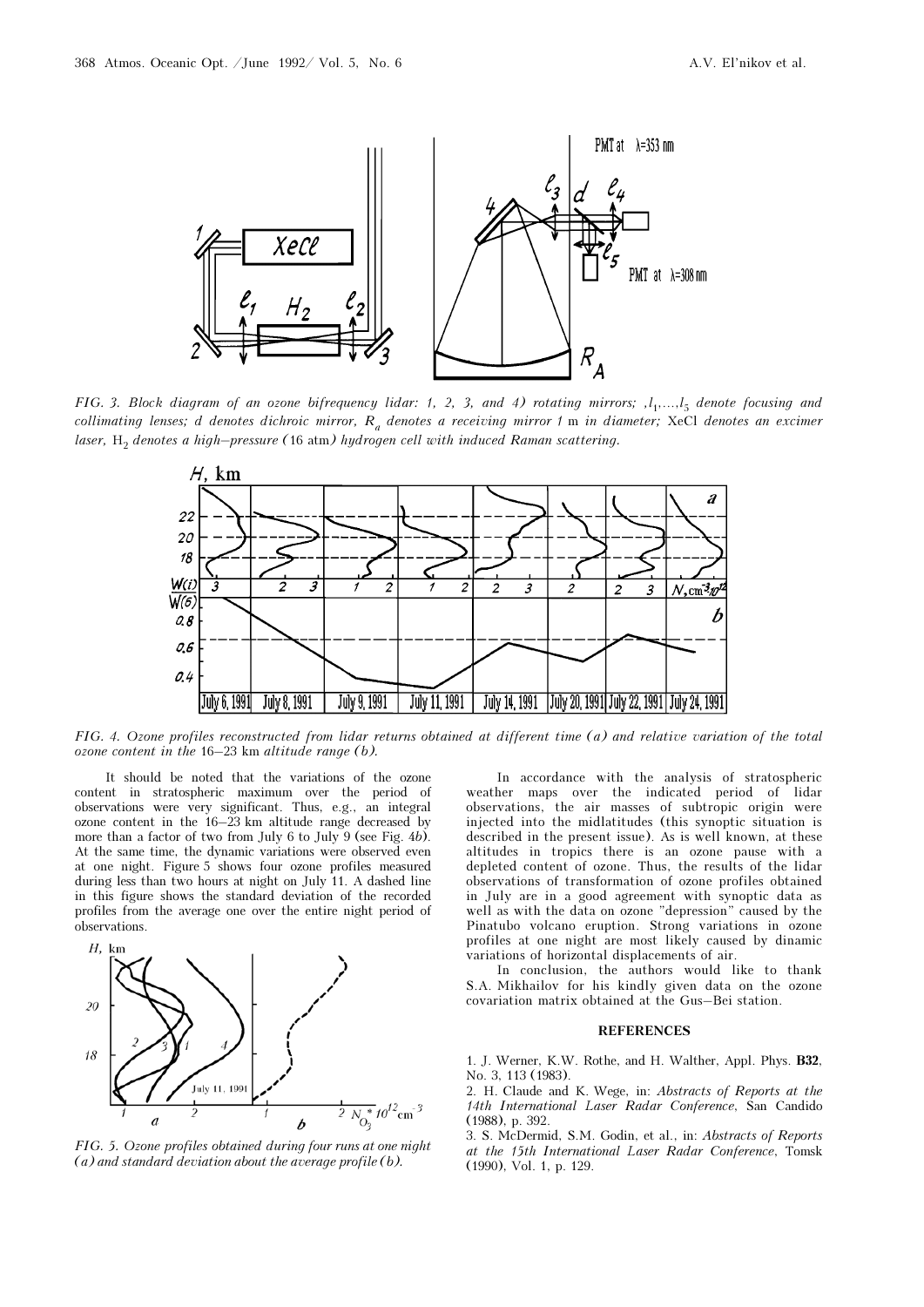PMT at λ=353 nm

PMT at λ=308 nm

XeCl

$H_2$

$R_A$

*FIG. 3. Block diagram of an ozone bifrequency lidar: 1, 2, 3, and 4) rotating mirrors; ,$l_1$,...,$l_5$ denote focusing and collimating lenses; d denotes dichroic mirror, $R_a$ denotes a receiving mirror 1* m *in diameter;* XeCl *denotes an excimer laser,* $H_2$ *denotes a high–pressure (*16 atm*) hydrogen cell with induced Raman scattering.*

H, km

22

20

18

W(i)/W(6)

0.8

0.6

0.4

a

b

$N$, cm$^{-3}$ $10^{12}$

July 6, 1991 | July 8, 1991 | July 9, 1991 | July 11, 1991 | July 14, 1991 | July 20, 1991 | July 22, 1991 | July 24, 1991

*FIG. 4. Ozone profiles reconstructed from lidar returns obtained at different time (a) and relative variation of the total ozone content in the* 16–23 km *altitude range (b).*

It should be noted that the variations of the ozone content in stratospheric maximum over the period of observations were very significant. Thus, e.g., an integral ozone content in the 16–23 km altitude range decreased by more than a factor of two from July 6 to July 9 (see Fig. 4*b*). At the same time, the dynamic variations were observed even at one night. Figure 5 shows four ozone profiles measured during less than two hours at night on July 11. A dashed line in this figure shows the standard deviation of the recorded profiles from the average one over the entire night period of observations.

H, km

20

18

July 11, 1991

$N^*_{O_3}$ $10^{12}$cm$^{-3}$

a

b

*FIG. 5. Ozone profiles obtained during four runs at one night (a) and standard deviation about the average profile (b).*

In accordance with the analysis of stratospheric weather maps over the indicated period of lidar observations, the air masses of subtropic origin were injected into the midlatitudes (this synoptic situation is described in the present issue). As is well known, at these altitudes in tropics there is an ozone pause with a depleted content of ozone. Thus, the results of the lidar observations of transformation of ozone profiles obtained in July are in a good agreement with synoptic data as well as with the data on ozone "depression" caused by the Pinatubo volcano eruption. Strong variations in ozone profiles at one night are most likely caused by dinamic variations of horizontal displacements of air.

In conclusion, the authors would like to thank S.A. Mikhailov for his kindly given data on the ozone covariation matrix obtained at the Gus–Bei station.

## REFERENCES

1. J. Werner, K.W. Rothe, and H. Walther, Appl. Phys. **B32**, No. 3, 113 (1983).
2. H. Claude and K. Wege, in: *Abstracts of Reports at the 14th International Laser Radar Conference*, San Candido (1988), p. 392.
3. S. McDermid, S.M. Godin, et al., in: *Abstracts of Reports at the 15th International Laser Radar Conference*, Tomsk (1990), Vol. 1, p. 129.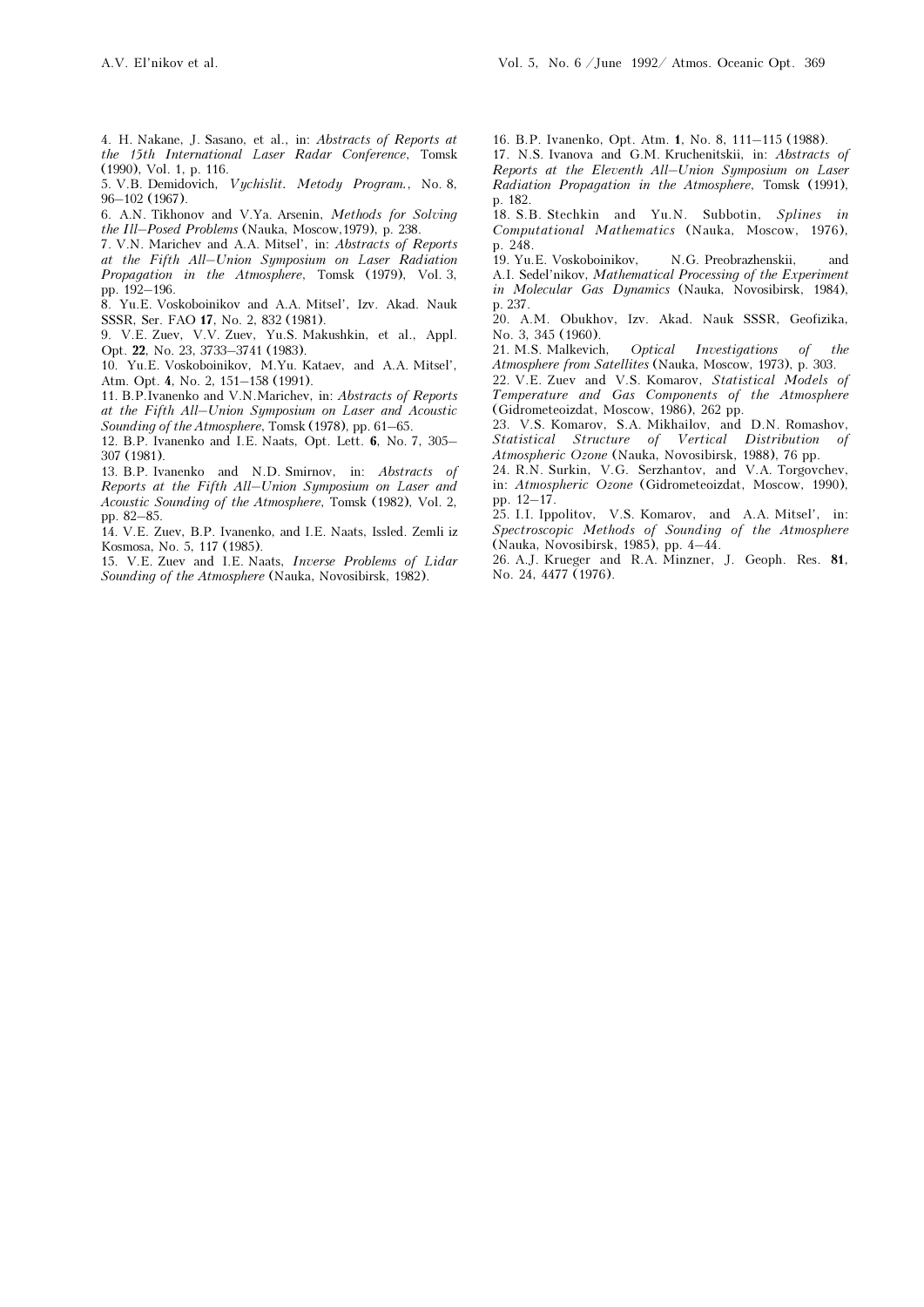4. H. Nakane, J. Sasano, et al., in: *Abstracts of Reports at the 15th International Laser Radar Conference*, Tomsk (1990), Vol. 1, p. 116.

5. V.B. Demidovich, *Vychislit. Metody Program.*, No. 8, 96–102 (1967).

6. A.N. Tikhonov and V.Ya. Arsenin, *Methods for Solving the Ill–Posed Problems* (Nauka, Moscow,1979), p. 238.

7. V.N. Marichev and A.A. Mitsel', in: *Abstracts of Reports at the Fifth All–Union Symposium on Laser Radiation Propagation in the Atmosphere*, Tomsk (1979), Vol. 3, pp. 192–196.

8. Yu.E. Voskoboinikov and A.A. Mitsel', Izv. Akad. Nauk SSSR, Ser. FAO **17**, No. 2, 832 (1981).

9. V.E. Zuev, V.V. Zuev, Yu.S. Makushkin, et al., Appl. Opt. **22**, No. 23, 3733–3741 (1983).

10. Yu.E. Voskoboinikov, M.Yu. Kataev, and A.A. Mitsel', Atm. Opt. **4**, No. 2, 151–158 (1991).

11. B.P.Ivanenko and V.N.Marichev, in: *Abstracts of Reports at the Fifth All–Union Symposium on Laser and Acoustic Sounding of the Atmosphere*, Tomsk (1978), pp. 61–65.

12. B.P. Ivanenko and I.E. Naats, Opt. Lett. **6**, No. 7, 305–307 (1981).

13. B.P. Ivanenko and N.D. Smirnov, in: *Abstracts of Reports at the Fifth All–Union Symposium on Laser and Acoustic Sounding of the Atmosphere*, Tomsk (1982), Vol. 2, pp. 82–85.

14. V.E. Zuev, B.P. Ivanenko, and I.E. Naats, Issled. Zemli iz Kosmosa, No. 5, 117 (1985).

15. V.E. Zuev and I.E. Naats, *Inverse Problems of Lidar Sounding of the Atmosphere* (Nauka, Novosibirsk, 1982).

16. B.P. Ivanenko, Opt. Atm. **1**, No. 8, 111–115 (1988).

17. N.S. Ivanova and G.M. Kruchenitskii, in: *Abstracts of Reports at the Eleventh All–Union Symposium on Laser Radiation Propagation in the Atmosphere*, Tomsk (1991), p. 182.

18. S.B. Stechkin and Yu.N. Subbotin, *Splines in Computational Mathematics* (Nauka, Moscow, 1976), p. 248.

19. Yu.E. Voskoboinikov, N.G. Preobrazhenskii, and A.I. Sedel'nikov, *Mathematical Processing of the Experiment in Molecular Gas Dynamics* (Nauka, Novosibirsk, 1984), p. 237.

20. A.M. Obukhov, Izv. Akad. Nauk SSSR, Geofizika, No. 3, 345 (1960).

21. M.S. Malkevich, *Optical Investigations of the Atmosphere from Satellites* (Nauka, Moscow, 1973), p. 303.

22. V.E. Zuev and V.S. Komarov, *Statistical Models of Temperature and Gas Components of the Atmosphere* (Gidrometeoizdat, Moscow, 1986), 262 pp.

23. V.S. Komarov, S.A. Mikhailov, and D.N. Romashov, *Statistical Structure of Vertical Distribution of Atmospheric Ozone* (Nauka, Novosibirsk, 1988), 76 pp.

24. R.N. Surkin, V.G. Serzhantov, and V.A. Torgovchev, in: *Atmospheric Ozone* (Gidrometeoizdat, Moscow, 1990), pp. 12–17.

25. I.I. Ippolitov, V.S. Komarov, and A.A. Mitsel', in: *Spectroscopic Methods of Sounding of the Atmosphere* (Nauka, Novosibirsk, 1985), pp. 4–44.

26. A.J. Krueger and R.A. Minzner, J. Geoph. Res. **81**, No. 24, 4477 (1976).